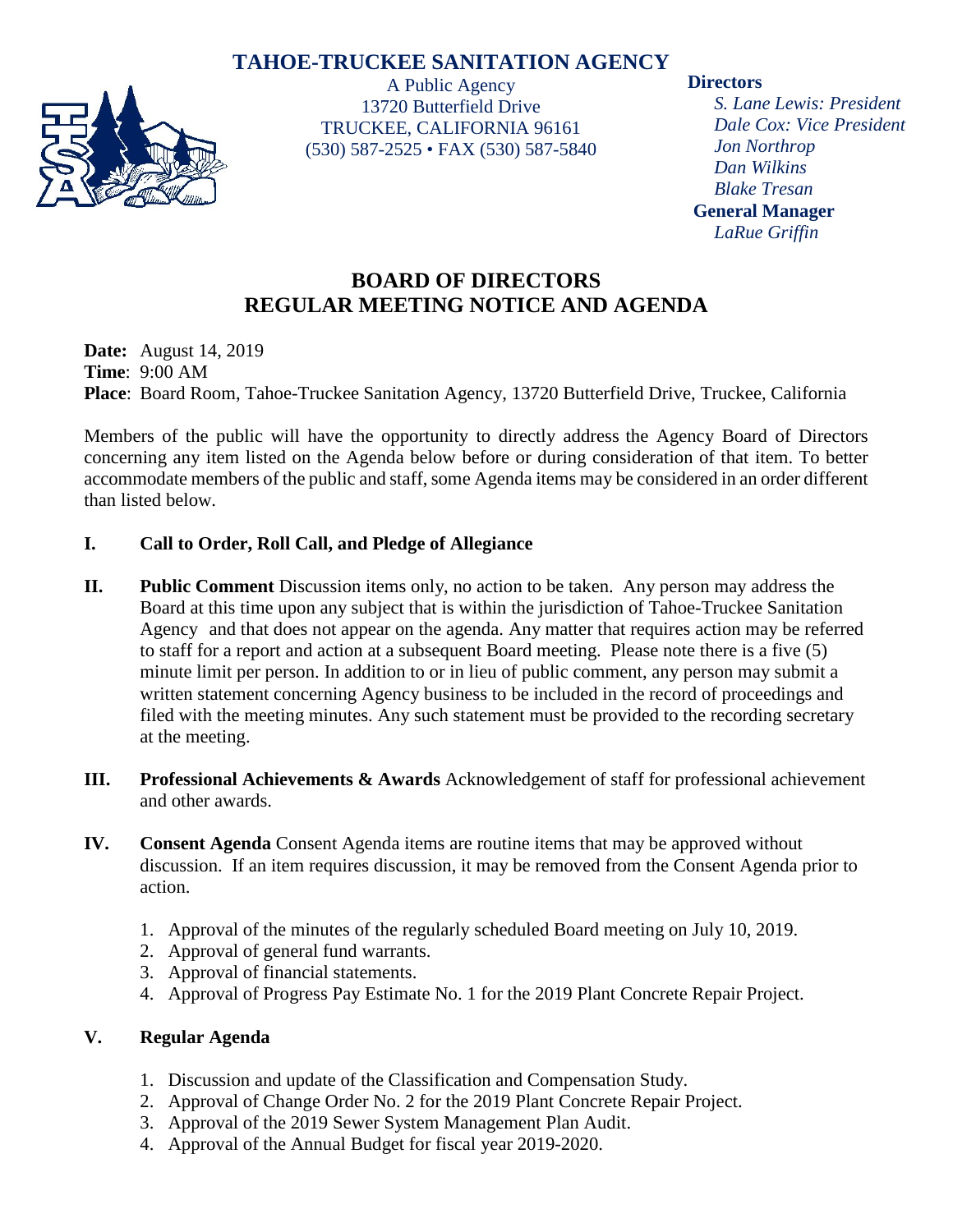# TAHOE-TRUCKEE SANITATION AGENCY

A Public Agency
13720 Butterfield Drive
TRUCKEE, CALIFORNIA 96161
(530) 587-2525 • FAX (530) 587-5840

**Directors**
*S. Lane Lewis: President*
*Dale Cox: Vice President*
*Jon Northrop*
*Dan Wilkins*
*Blake Tresan*

**General Manager**
*LaRue Griffin*

## BOARD OF DIRECTORS
## REGULAR MEETING NOTICE AND AGENDA

**Date:** August 14, 2019
**Time**: 9:00 AM
**Place**: Board Room, Tahoe-Truckee Sanitation Agency, 13720 Butterfield Drive, Truckee, California

Members of the public will have the opportunity to directly address the Agency Board of Directors concerning any item listed on the Agenda below before or during consideration of that item. To better accommodate members of the public and staff, some Agenda items may be considered in an order different than listed below.

**I. Call to Order, Roll Call, and Pledge of Allegiance**

**II. Public Comment** Discussion items only, no action to be taken. Any person may address the Board at this time upon any subject that is within the jurisdiction of Tahoe-Truckee Sanitation Agency and that does not appear on the agenda. Any matter that requires action may be referred to staff for a report and action at a subsequent Board meeting. Please note there is a five (5) minute limit per person. In addition to or in lieu of public comment, any person may submit a written statement concerning Agency business to be included in the record of proceedings and filed with the meeting minutes. Any such statement must be provided to the recording secretary at the meeting.

**III. Professional Achievements & Awards** Acknowledgement of staff for professional achievement and other awards.

**IV. Consent Agenda** Consent Agenda items are routine items that may be approved without discussion. If an item requires discussion, it may be removed from the Consent Agenda prior to action.

1. Approval of the minutes of the regularly scheduled Board meeting on July 10, 2019.
2. Approval of general fund warrants.
3. Approval of financial statements.
4. Approval of Progress Pay Estimate No. 1 for the 2019 Plant Concrete Repair Project.

**V. Regular Agenda**

1. Discussion and update of the Classification and Compensation Study.
2. Approval of Change Order No. 2 for the 2019 Plant Concrete Repair Project.
3. Approval of the 2019 Sewer System Management Plan Audit.
4. Approval of the Annual Budget for fiscal year 2019-2020.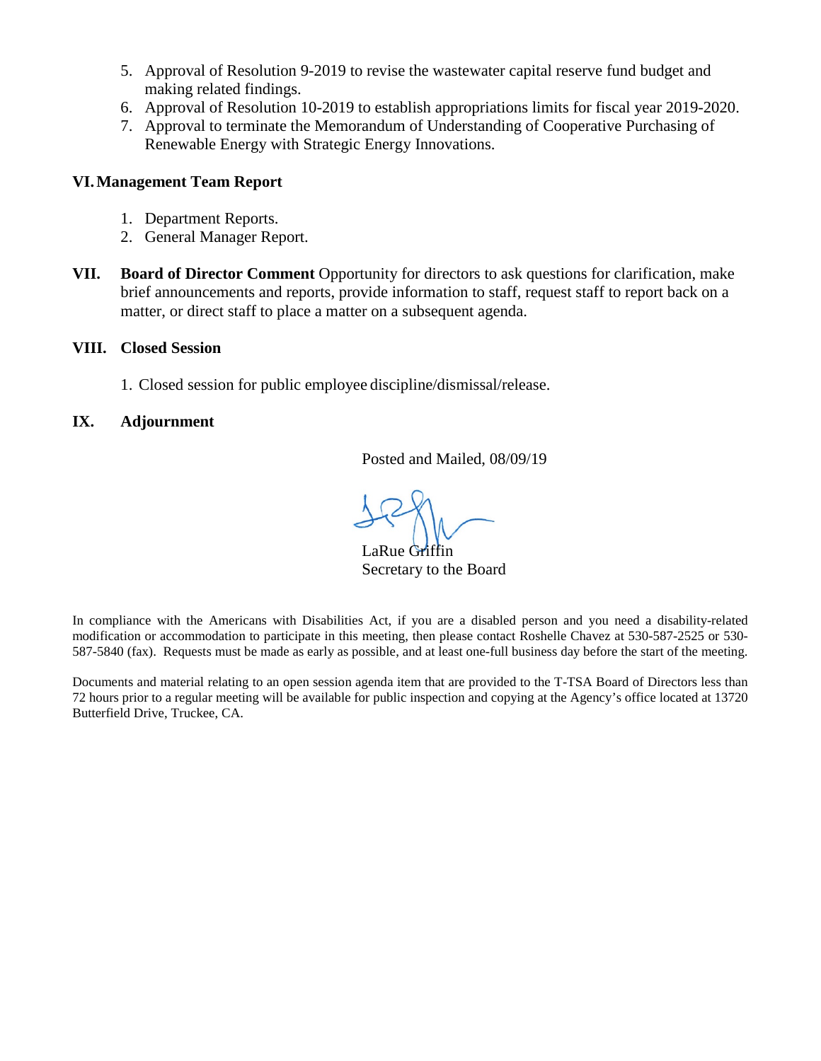5. Approval of Resolution 9-2019 to revise the wastewater capital reserve fund budget and making related findings.
6. Approval of Resolution 10-2019 to establish appropriations limits for fiscal year 2019-2020.
7. Approval to terminate the Memorandum of Understanding of Cooperative Purchasing of Renewable Energy with Strategic Energy Innovations.

## VI. Management Team Report

1. Department Reports.
2. General Manager Report.

## VII. Board of Director Comment

**Board of Director Comment** Opportunity for directors to ask questions for clarification, make brief announcements and reports, provide information to staff, request staff to report back on a matter, or direct staff to place a matter on a subsequent agenda.

## VIII. Closed Session

1. Closed session for public employee discipline/dismissal/release.

## IX. Adjournment

Posted and Mailed, 08/09/19

LaRue Griffin
Secretary to the Board

In compliance with the Americans with Disabilities Act, if you are a disabled person and you need a disability-related modification or accommodation to participate in this meeting, then please contact Roshelle Chavez at 530-587-2525 or 530-587-5840 (fax). Requests must be made as early as possible, and at least one-full business day before the start of the meeting.

Documents and material relating to an open session agenda item that are provided to the T-TSA Board of Directors less than 72 hours prior to a regular meeting will be available for public inspection and copying at the Agency's office located at 13720 Butterfield Drive, Truckee, CA.